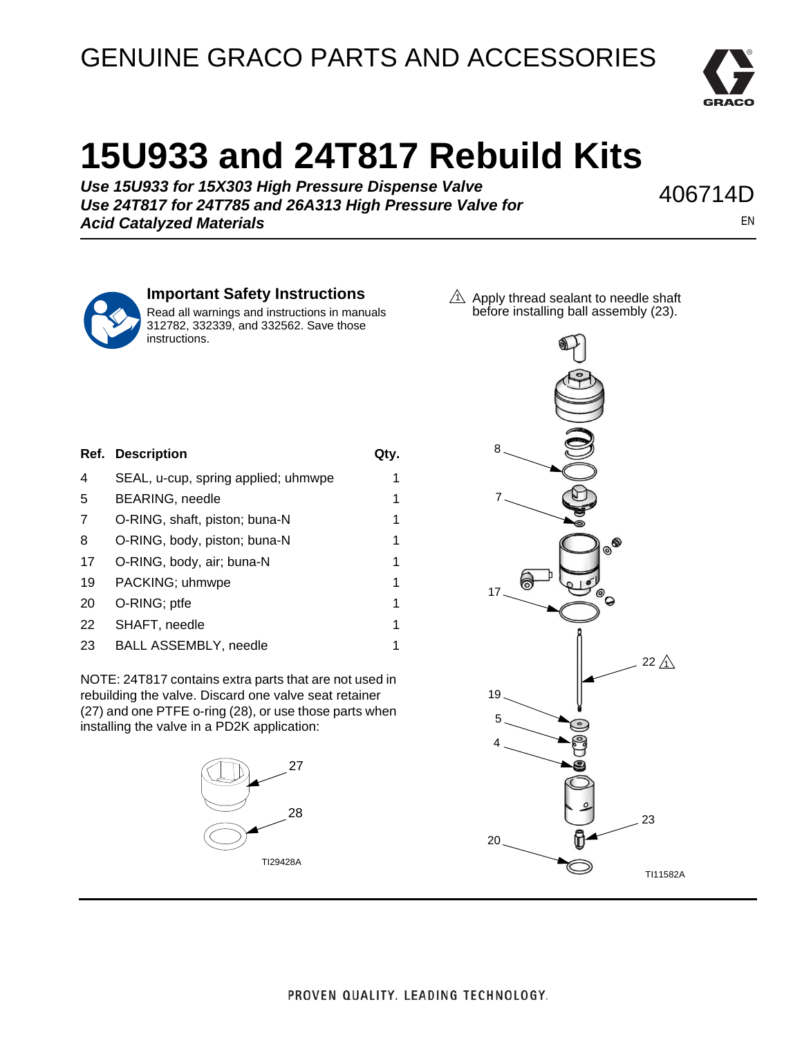GENUINE GRACO PARTS AND ACCESSORIES

# 15U933 and 24T817 Rebuild Kits

***Use 15U933 for 15X303 High Pressure Dispense Valve***
***Use 24T817 for 24T785 and 26A313 High Pressure Valve for Acid Catalyzed Materials***

406714D

EN

## Important Safety Instructions

Read all warnings and instructions in manuals 312782, 332339, and 332562. Save those instructions.

| Ref. | Description | Qty. |
|---|---|---|
| 4 | SEAL, u-cup, spring applied; uhmwpe | 1 |
| 5 | BEARING, needle | 1 |
| 7 | O-RING, shaft, piston; buna-N | 1 |
| 8 | O-RING, body, piston; buna-N | 1 |
| 17 | O-RING, body, air; buna-N | 1 |
| 19 | PACKING; uhmwpe | 1 |
| 20 | O-RING; ptfe | 1 |
| 22 | SHAFT, needle | 1 |
| 23 | BALL ASSEMBLY, needle | 1 |

NOTE: 24T817 contains extra parts that are not used in rebuilding the valve. Discard one valve seat retainer (27) and one PTFE o-ring (28), or use those parts when installing the valve in a PD2K application:

TI29428A

⚠1 Apply thread sealant to needle shaft before installing ball assembly (23).

TI11582A

PROVEN QUALITY. LEADING TECHNOLOGY.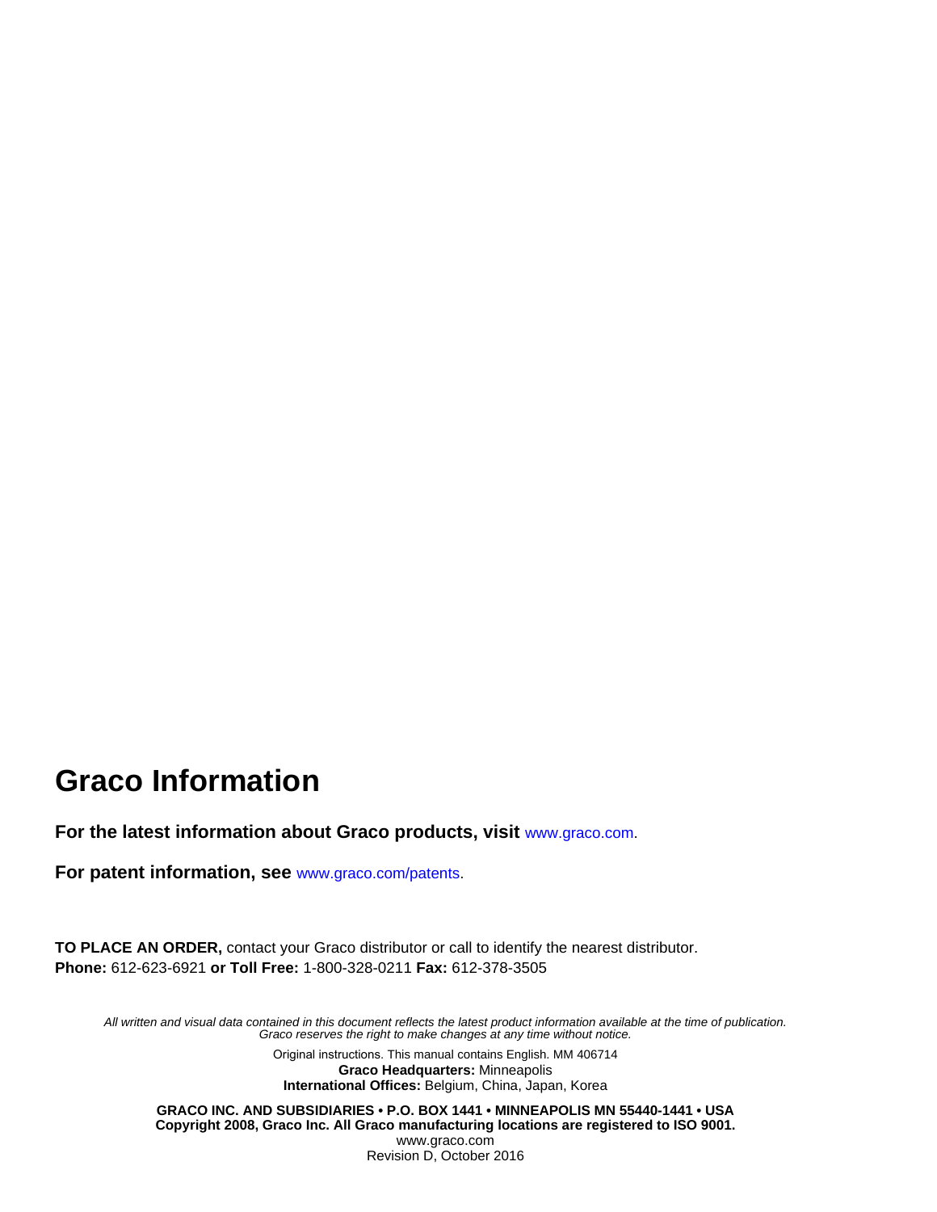# Graco Information

**For the latest information about Graco products, visit** www.graco.com.

**For patent information, see** www.graco.com/patents.

**TO PLACE AN ORDER,** contact your Graco distributor or call to identify the nearest distributor.
**Phone:** 612-623-6921 **or Toll Free:** 1-800-328-0211 **Fax:** 612-378-3505

*All written and visual data contained in this document reflects the latest product information available at the time of publication. Graco reserves the right to make changes at any time without notice.*

Original instructions. This manual contains English. MM 406714
**Graco Headquarters:** Minneapolis
**International Offices:** Belgium, China, Japan, Korea

**GRACO INC. AND SUBSIDIARIES • P.O. BOX 1441 • MINNEAPOLIS MN 55440-1441 • USA**
**Copyright 2008, Graco Inc. All Graco manufacturing locations are registered to ISO 9001.**
www.graco.com
Revision D, October 2016